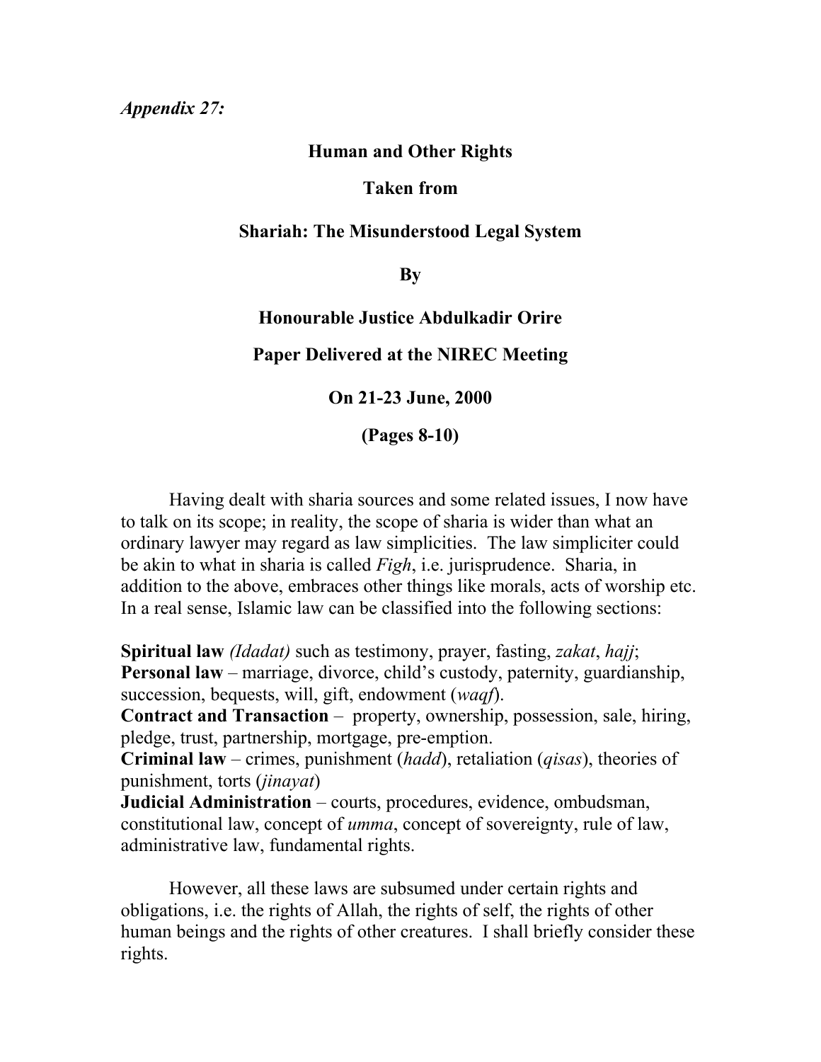*Appendix 27:*

**Human and Other Rights**

**Taken from**

**Shariah: The Misunderstood Legal System**

**By**

**Honourable Justice Abdulkadir Orire**

**Paper Delivered at the NIREC Meeting**

**On 21-23 June, 2000**

**(Pages 8-10)**

Having dealt with sharia sources and some related issues, I now have to talk on its scope; in reality, the scope of sharia is wider than what an ordinary lawyer may regard as law simplicities. The law simpliciter could be akin to what in sharia is called *Figh*, i.e. jurisprudence. Sharia, in addition to the above, embraces other things like morals, acts of worship etc. In a real sense, Islamic law can be classified into the following sections:

**Spiritual law** *(Idadat)* such as testimony, prayer, fasting, *zakat*, *hajj*;
**Personal law** – marriage, divorce, child's custody, paternity, guardianship, succession, bequests, will, gift, endowment (*waqf*).
**Contract and Transaction** – property, ownership, possession, sale, hiring, pledge, trust, partnership, mortgage, pre-emption.
**Criminal law** – crimes, punishment (*hadd*), retaliation (*qisas*), theories of punishment, torts (*jinayat*)
**Judicial Administration** – courts, procedures, evidence, ombudsman, constitutional law, concept of *umma*, concept of sovereignty, rule of law, administrative law, fundamental rights.

However, all these laws are subsumed under certain rights and obligations, i.e. the rights of Allah, the rights of self, the rights of other human beings and the rights of other creatures. I shall briefly consider these rights.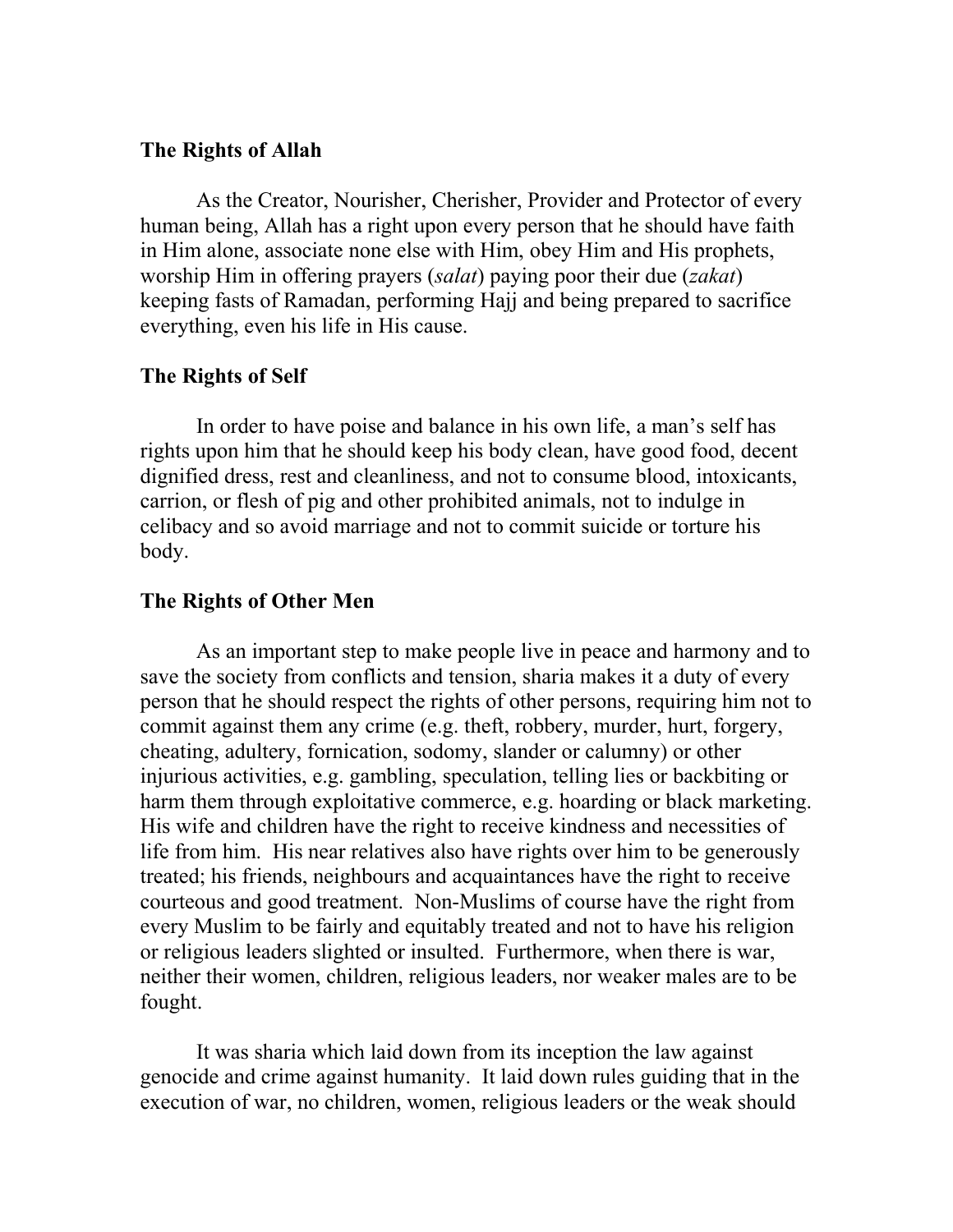**The Rights of Allah**

As the Creator, Nourisher, Cherisher, Provider and Protector of every human being, Allah has a right upon every person that he should have faith in Him alone, associate none else with Him, obey Him and His prophets, worship Him in offering prayers (*salat*) paying poor their due (*zakat*) keeping fasts of Ramadan, performing Hajj and being prepared to sacrifice everything, even his life in His cause.

**The Rights of Self**

In order to have poise and balance in his own life, a man's self has rights upon him that he should keep his body clean, have good food, decent dignified dress, rest and cleanliness, and not to consume blood, intoxicants, carrion, or flesh of pig and other prohibited animals, not to indulge in celibacy and so avoid marriage and not to commit suicide or torture his body.

**The Rights of Other Men**

As an important step to make people live in peace and harmony and to save the society from conflicts and tension, sharia makes it a duty of every person that he should respect the rights of other persons, requiring him not to commit against them any crime (e.g. theft, robbery, murder, hurt, forgery, cheating, adultery, fornication, sodomy, slander or calumny) or other injurious activities, e.g. gambling, speculation, telling lies or backbiting or harm them through exploitative commerce, e.g. hoarding or black marketing. His wife and children have the right to receive kindness and necessities of life from him. His near relatives also have rights over him to be generously treated; his friends, neighbours and acquaintances have the right to receive courteous and good treatment. Non-Muslims of course have the right from every Muslim to be fairly and equitably treated and not to have his religion or religious leaders slighted or insulted. Furthermore, when there is war, neither their women, children, religious leaders, nor weaker males are to be fought.

It was sharia which laid down from its inception the law against genocide and crime against humanity. It laid down rules guiding that in the execution of war, no children, women, religious leaders or the weak should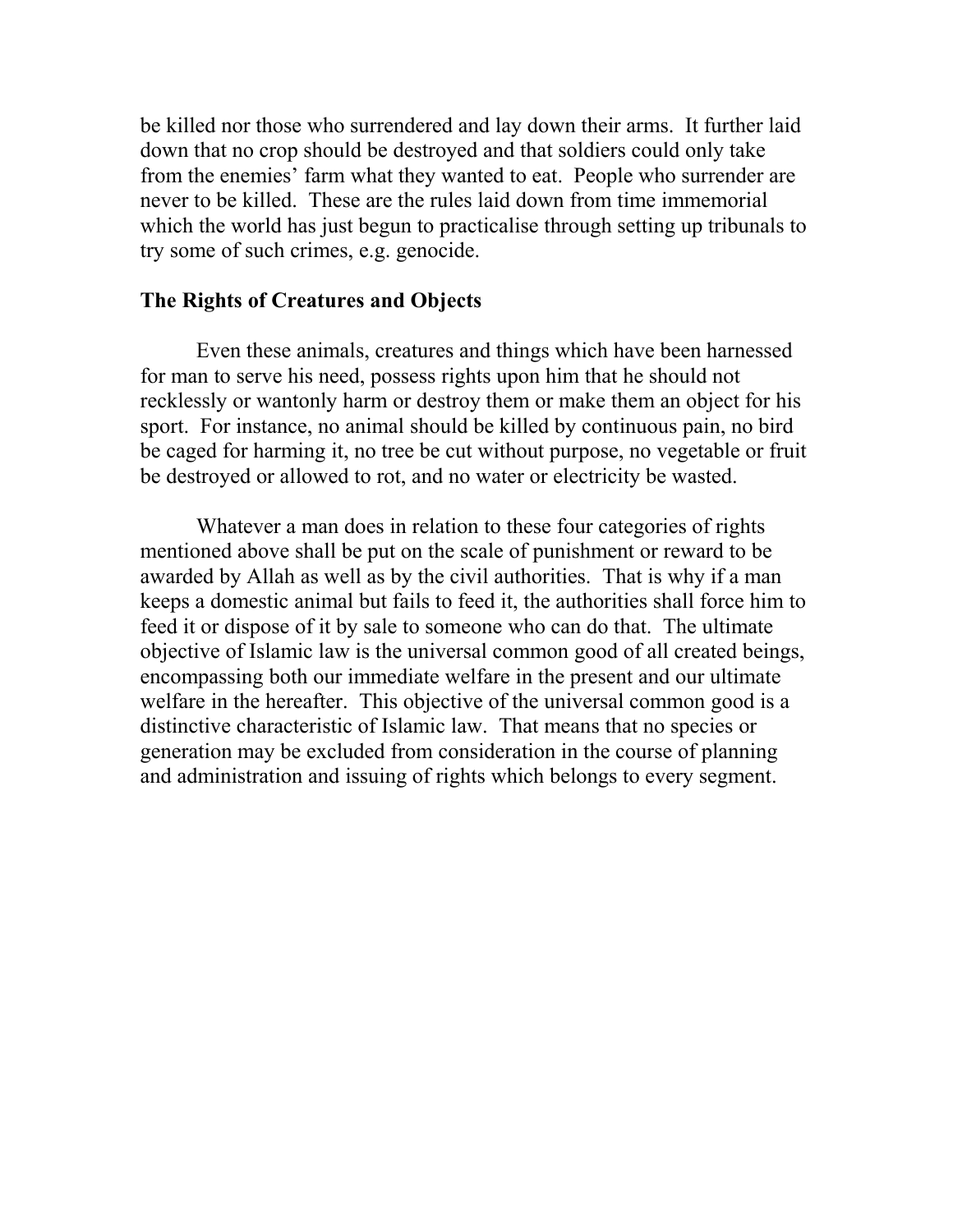be killed nor those who surrendered and lay down their arms. It further laid down that no crop should be destroyed and that soldiers could only take from the enemies' farm what they wanted to eat. People who surrender are never to be killed. These are the rules laid down from time immemorial which the world has just begun to practicalise through setting up tribunals to try some of such crimes, e.g. genocide.

### The Rights of Creatures and Objects

Even these animals, creatures and things which have been harnessed for man to serve his need, possess rights upon him that he should not recklessly or wantonly harm or destroy them or make them an object for his sport. For instance, no animal should be killed by continuous pain, no bird be caged for harming it, no tree be cut without purpose, no vegetable or fruit be destroyed or allowed to rot, and no water or electricity be wasted.

Whatever a man does in relation to these four categories of rights mentioned above shall be put on the scale of punishment or reward to be awarded by Allah as well as by the civil authorities. That is why if a man keeps a domestic animal but fails to feed it, the authorities shall force him to feed it or dispose of it by sale to someone who can do that. The ultimate objective of Islamic law is the universal common good of all created beings, encompassing both our immediate welfare in the present and our ultimate welfare in the hereafter. This objective of the universal common good is a distinctive characteristic of Islamic law. That means that no species or generation may be excluded from consideration in the course of planning and administration and issuing of rights which belongs to every segment.